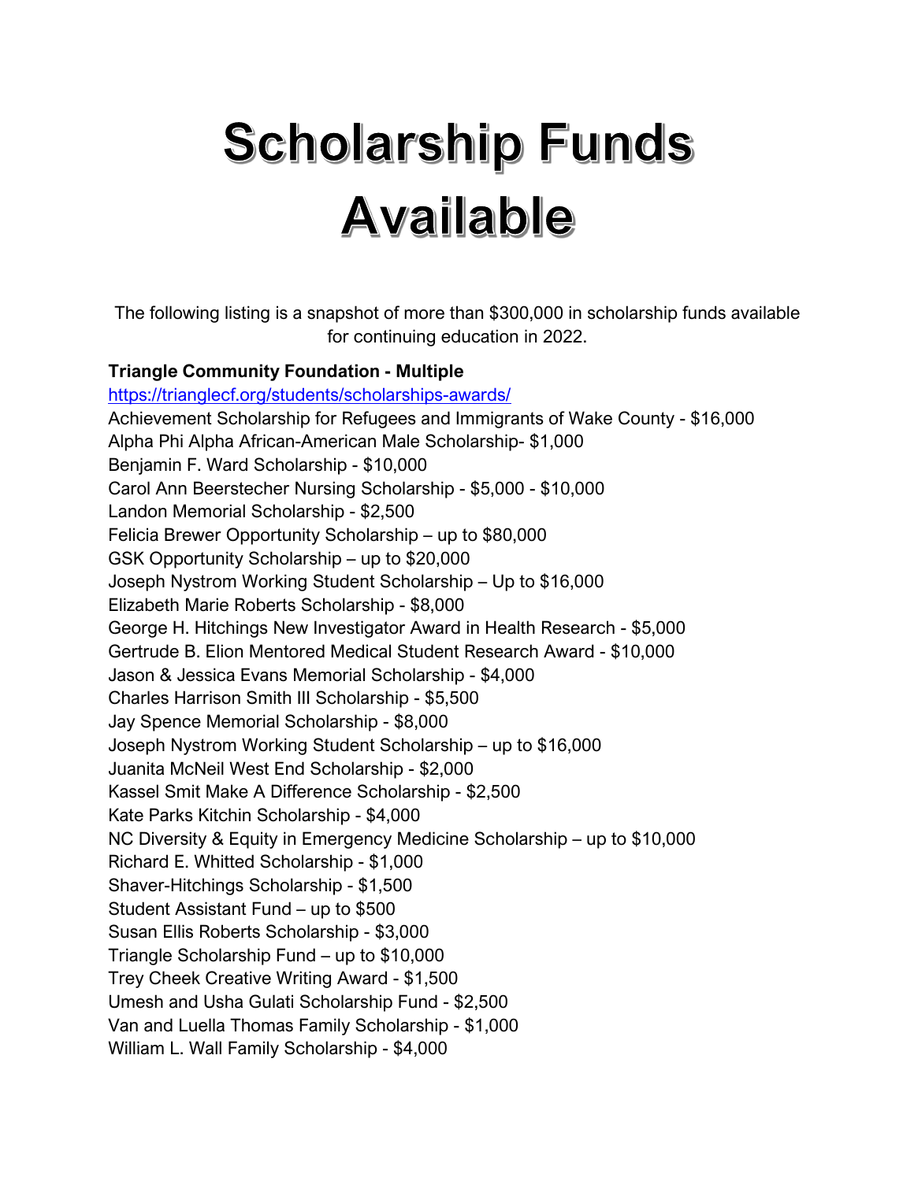# Scholarship Funds Available

The following listing is a snapshot of more than $300,000 in scholarship funds available for continuing education in 2022.

**Triangle Community Foundation - Multiple**
[https://trianglecf.org/students/scholarships-awards/](https://trianglecf.org/students/scholarships-awards/)
Achievement Scholarship for Refugees and Immigrants of Wake County - $16,000
Alpha Phi Alpha African-American Male Scholarship- $1,000
Benjamin F. Ward Scholarship - $10,000
Carol Ann Beerstecher Nursing Scholarship - $5,000 - $10,000
Landon Memorial Scholarship - $2,500
Felicia Brewer Opportunity Scholarship – up to $80,000
GSK Opportunity Scholarship – up to $20,000
Joseph Nystrom Working Student Scholarship – Up to $16,000
Elizabeth Marie Roberts Scholarship - $8,000
George H. Hitchings New Investigator Award in Health Research - $5,000
Gertrude B. Elion Mentored Medical Student Research Award - $10,000
Jason & Jessica Evans Memorial Scholarship - $4,000
Charles Harrison Smith III Scholarship - $5,500
Jay Spence Memorial Scholarship - $8,000
Joseph Nystrom Working Student Scholarship – up to $16,000
Juanita McNeil West End Scholarship - $2,000
Kassel Smit Make A Difference Scholarship - $2,500
Kate Parks Kitchin Scholarship - $4,000
NC Diversity & Equity in Emergency Medicine Scholarship – up to $10,000
Richard E. Whitted Scholarship - $1,000
Shaver-Hitchings Scholarship - $1,500
Student Assistant Fund – up to $500
Susan Ellis Roberts Scholarship - $3,000
Triangle Scholarship Fund – up to $10,000
Trey Cheek Creative Writing Award - $1,500
Umesh and Usha Gulati Scholarship Fund - $2,500
Van and Luella Thomas Family Scholarship - $1,000
William L. Wall Family Scholarship - $4,000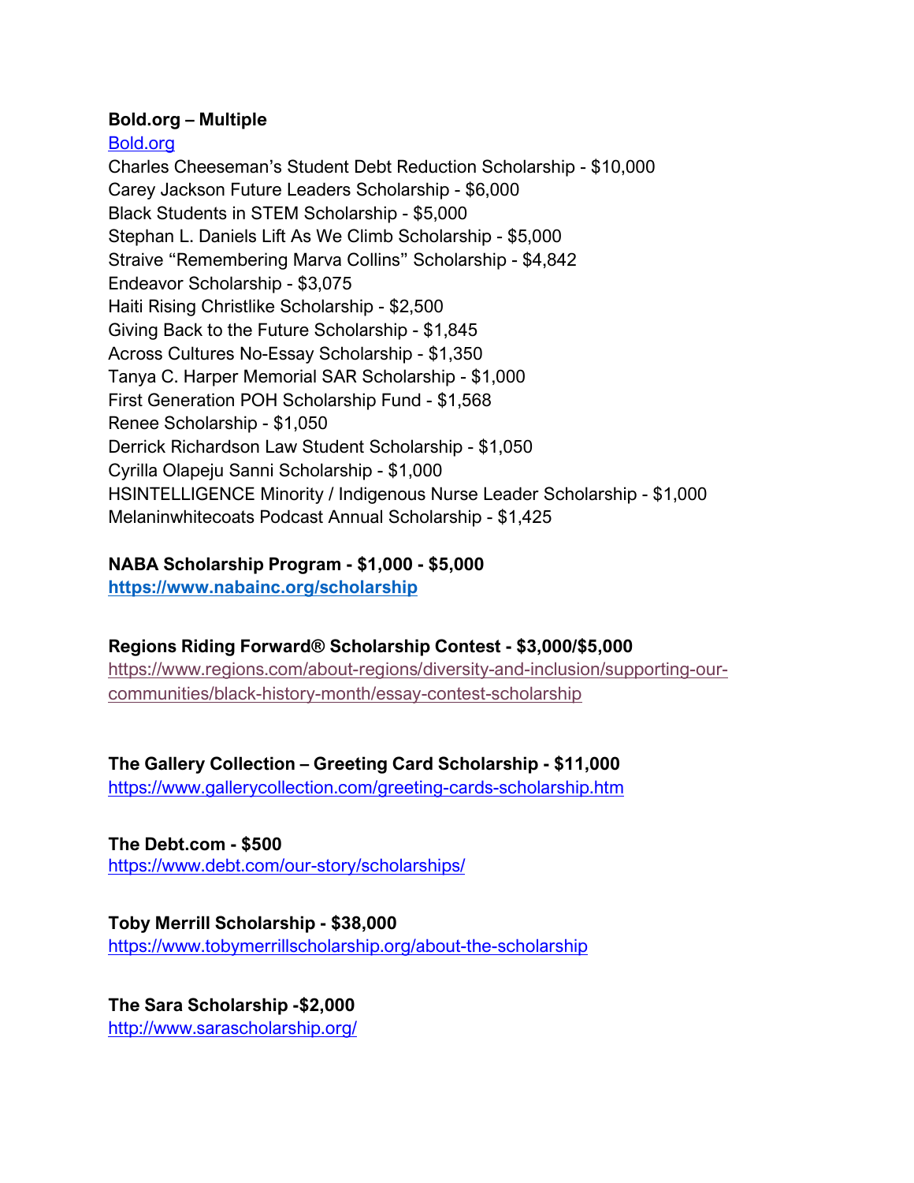**Bold.org – Multiple**

[Bold.org](Bold.org)

Charles Cheeseman's Student Debt Reduction Scholarship - $10,000
Carey Jackson Future Leaders Scholarship - $6,000
Black Students in STEM Scholarship - $5,000
Stephan L. Daniels Lift As We Climb Scholarship - $5,000
Straive "Remembering Marva Collins" Scholarship - $4,842
Endeavor Scholarship - $3,075
Haiti Rising Christlike Scholarship - $2,500
Giving Back to the Future Scholarship - $1,845
Across Cultures No-Essay Scholarship - $1,350
Tanya C. Harper Memorial SAR Scholarship - $1,000
First Generation POH Scholarship Fund - $1,568
Renee Scholarship - $1,050
Derrick Richardson Law Student Scholarship - $1,050
Cyrilla Olapeju Sanni Scholarship - $1,000
HSINTELLIGENCE Minority / Indigenous Nurse Leader Scholarship - $1,000
Melaninwhitecoats Podcast Annual Scholarship - $1,425

**NABA Scholarship Program - $1,000 - $5,000**
**https://www.nabainc.org/scholarship**

**Regions Riding Forward® Scholarship Contest - $3,000/$5,000**
https://www.regions.com/about-regions/diversity-and-inclusion/supporting-our-communities/black-history-month/essay-contest-scholarship

**The Gallery Collection – Greeting Card Scholarship - $11,000**
https://www.gallerycollection.com/greeting-cards-scholarship.htm

**The Debt.com - $500**
https://www.debt.com/our-story/scholarships/

**Toby Merrill Scholarship - $38,000**
https://www.tobymerrillscholarship.org/about-the-scholarship

**The Sara Scholarship -$2,000**
http://www.sarascholarship.org/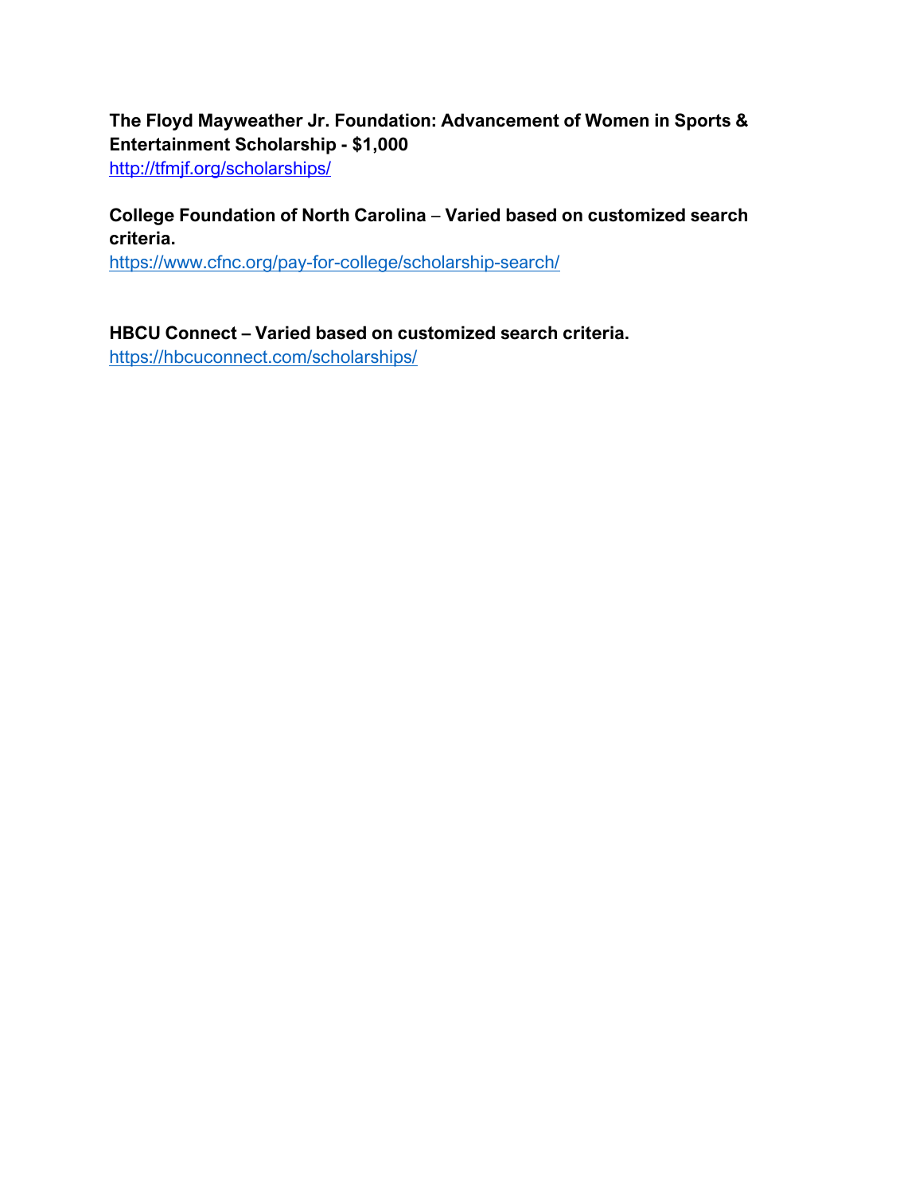**The Floyd Mayweather Jr. Foundation: Advancement of Women in Sports & Entertainment Scholarship - $1,000**
http://tfmjf.org/scholarships/

**College Foundation of North Carolina – Varied based on customized search criteria.**
https://www.cfnc.org/pay-for-college/scholarship-search/

**HBCU Connect – Varied based on customized search criteria.**
https://hbcuconnect.com/scholarships/